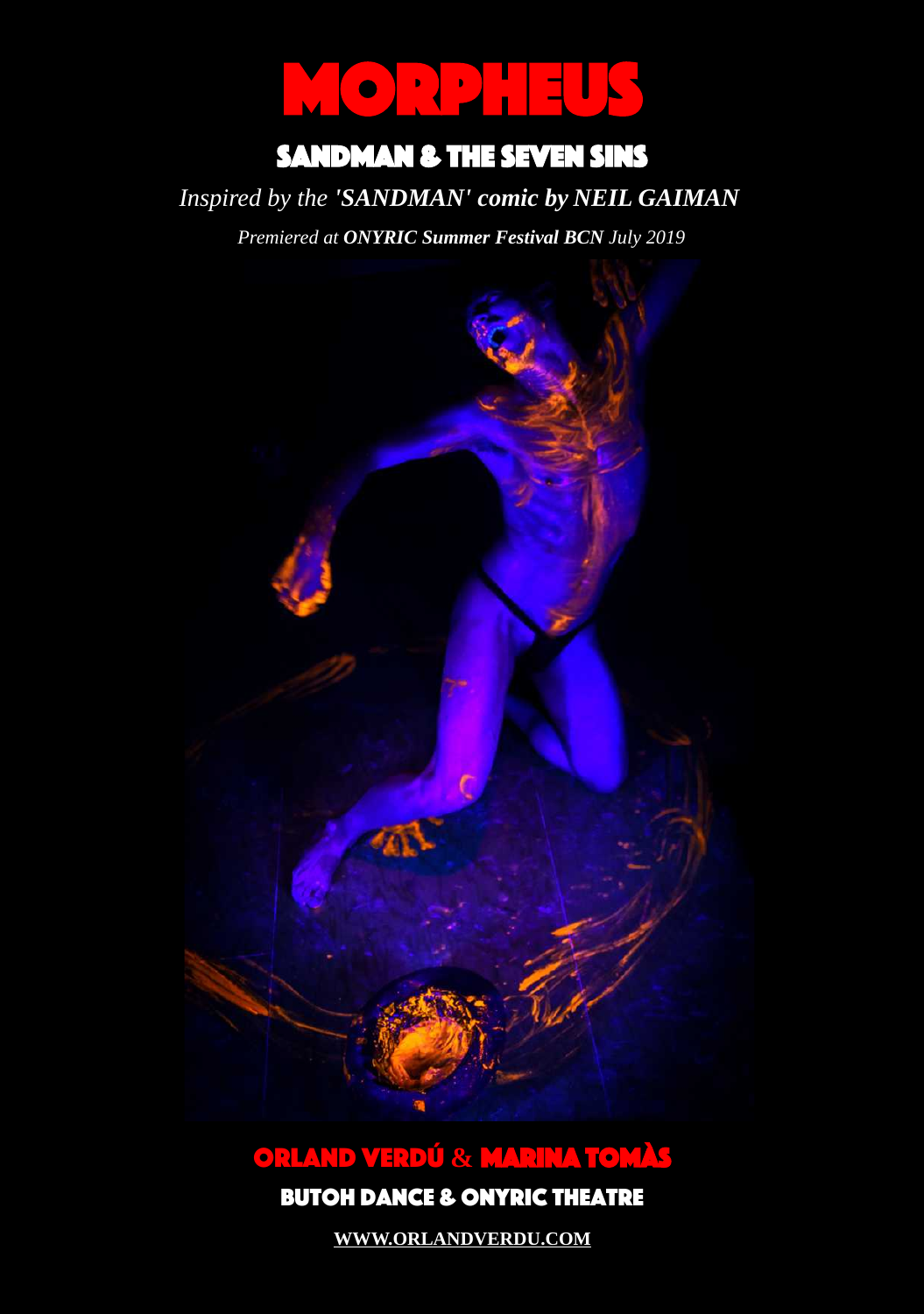# MORPHEUS

## SANDMAN & THE SEVEN SINS

*Inspired by the **'SANDMAN' comic by NEIL GAIMAN***

*Premiered at **ONYRIC Summer Festival BCN** July 2019*

**ORLAND VERDÚ & MARINA TOMÀS**

**BUTOH DANCE & ONYRIC THEATRE**

**WWW.ORLANDVERDU.COM**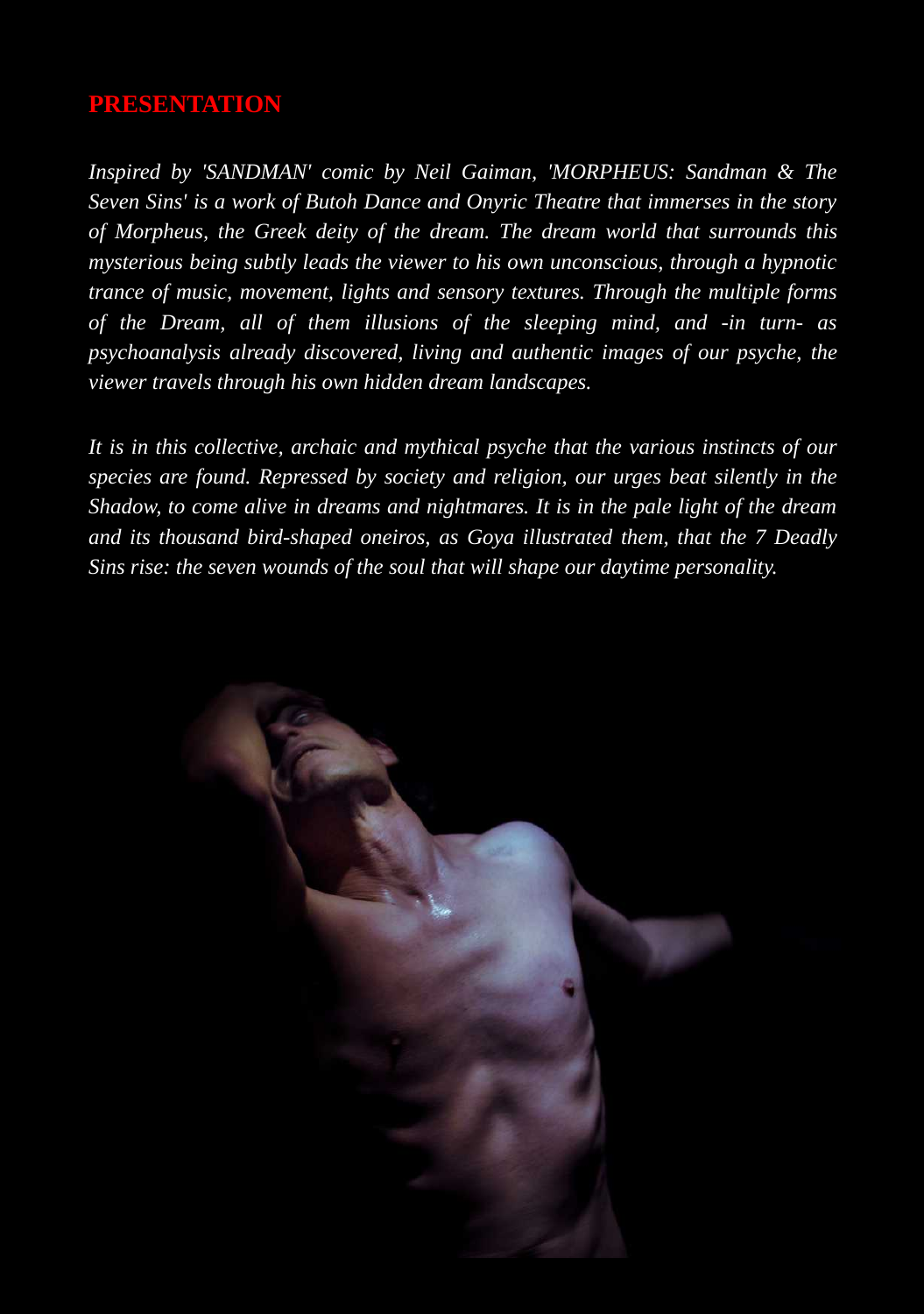## PRESENTATION

*Inspired by 'SANDMAN' comic by Neil Gaiman, 'MORPHEUS: Sandman & The Seven Sins' is a work of Butoh Dance and Onyric Theatre that immerses in the story of Morpheus, the Greek deity of the dream. The dream world that surrounds this mysterious being subtly leads the viewer to his own unconscious, through a hypnotic trance of music, movement, lights and sensory textures. Through the multiple forms of the Dream, all of them illusions of the sleeping mind, and -in turn- as psychoanalysis already discovered, living and authentic images of our psyche, the viewer travels through his own hidden dream landscapes.*

*It is in this collective, archaic and mythical psyche that the various instincts of our species are found. Repressed by society and religion, our urges beat silently in the Shadow, to come alive in dreams and nightmares. It is in the pale light of the dream and its thousand bird-shaped oneiros, as Goya illustrated them, that the 7 Deadly Sins rise: the seven wounds of the soul that will shape our daytime personality.*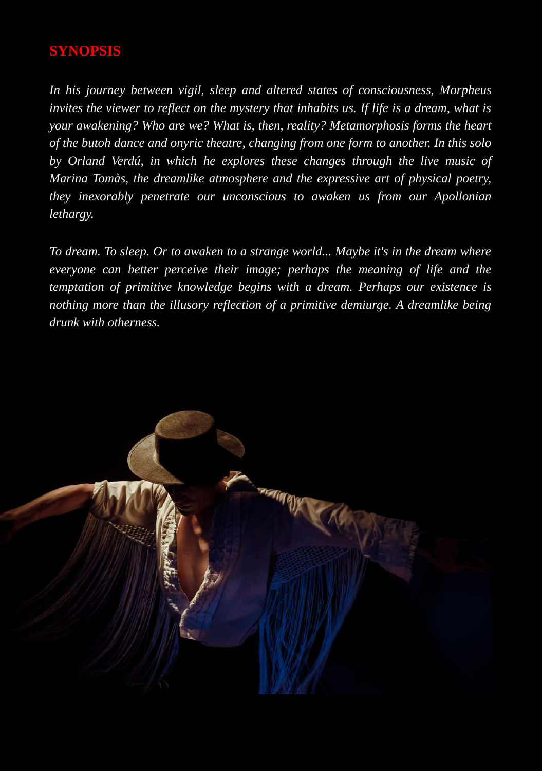## SYNOPSIS

*In his journey between vigil, sleep and altered states of consciousness, Morpheus invites the viewer to reflect on the mystery that inhabits us. If life is a dream, what is your awakening? Who are we? What is, then, reality? Metamorphosis forms the heart of the butoh dance and onyric theatre, changing from one form to another. In this solo by Orland Verdú, in which he explores these changes through the live music of Marina Tomàs, the dreamlike atmosphere and the expressive art of physical poetry, they inexorably penetrate our unconscious to awaken us from our Apollonian lethargy.*

*To dream. To sleep. Or to awaken to a strange world... Maybe it's in the dream where everyone can better perceive their image; perhaps the meaning of life and the temptation of primitive knowledge begins with a dream. Perhaps our existence is nothing more than the illusory reflection of a primitive demiurge. A dreamlike being drunk with otherness.*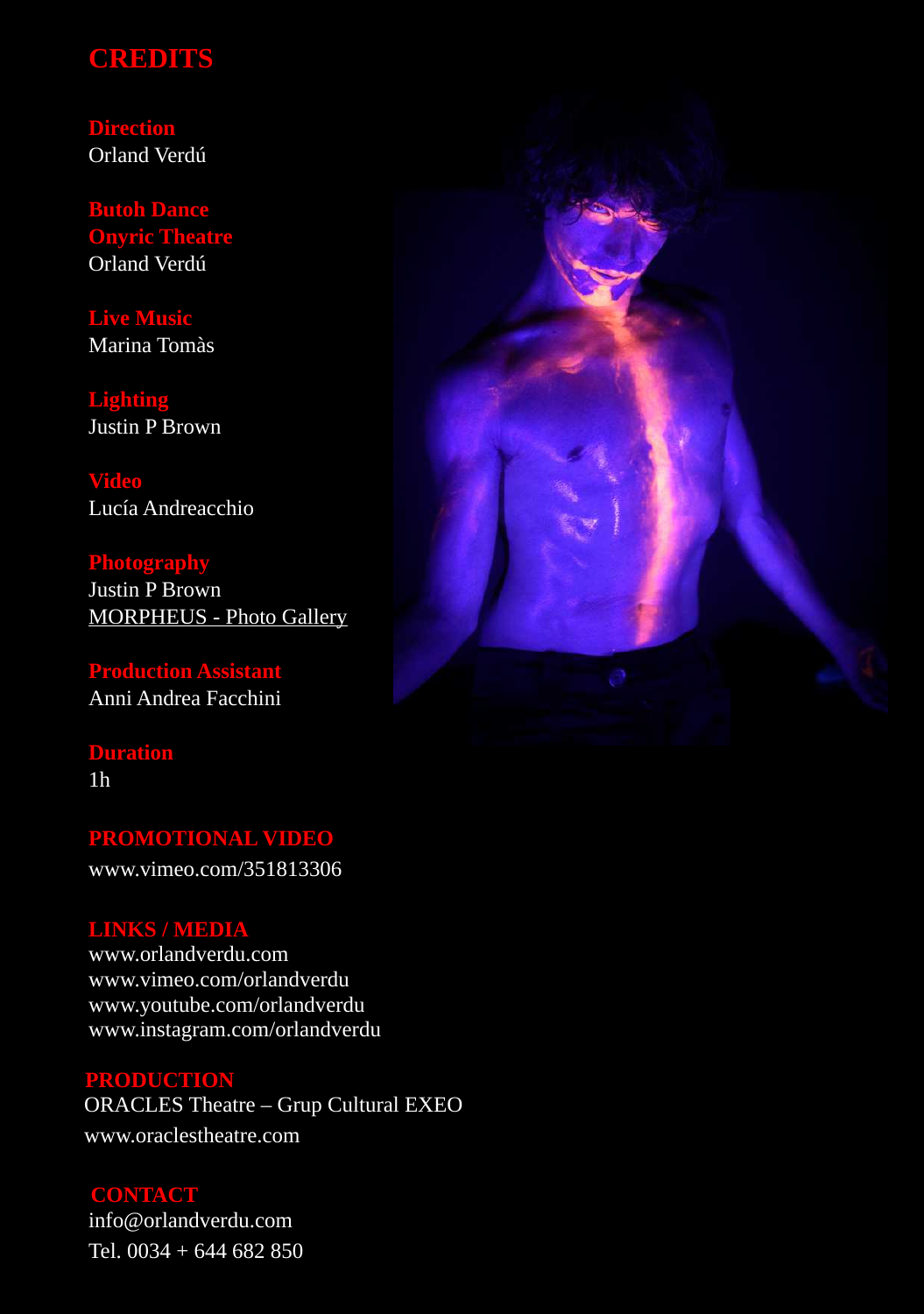# CREDITS

**Direction**
Orland Verdú

**Butoh Dance**
**Onyric Theatre**
Orland Verdú

**Live Music**
Marina Tomàs

**Lighting**
Justin P Brown

**Video**
Lucía Andreacchio

**Photography**
Justin P Brown
MORPHEUS - Photo Gallery

**Production Assistant**
Anni Andrea Facchini

**Duration**
1h

## PROMOTIONAL VIDEO

www.vimeo.com/351813306

## LINKS / MEDIA

www.orlandverdu.com
www.vimeo.com/orlandverdu
www.youtube.com/orlandverdu
www.instagram.com/orlandverdu

## PRODUCTION

ORACLES Theatre – Grup Cultural EXEO
www.oraclestheatre.com

## CONTACT

info@orlandverdu.com
Tel. 0034 + 644 682 850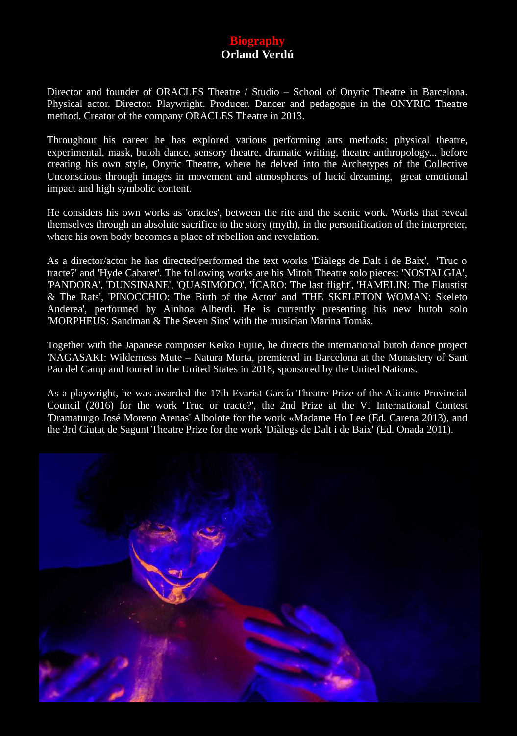# Biography
## Orland Verdú

Director and founder of ORACLES Theatre / Studio – School of Onyric Theatre in Barcelona. Physical actor. Director. Playwright. Producer. Dancer and pedagogue in the ONYRIC Theatre method. Creator of the company ORACLES Theatre in 2013.

Throughout his career he has explored various performing arts methods: physical theatre, experimental, mask, butoh dance, sensory theatre, dramatic writing, theatre anthropology... before creating his own style, Onyric Theatre, where he delved into the Archetypes of the Collective Unconscious through images in movement and atmospheres of lucid dreaming, great emotional impact and high symbolic content.

He considers his own works as 'oracles', between the rite and the scenic work. Works that reveal themselves through an absolute sacrifice to the story (myth), in the personification of the interpreter, where his own body becomes a place of rebellion and revelation.

As a director/actor he has directed/performed the text works 'Diàlegs de Dalt i de Baix', 'Truc o tracte?' and 'Hyde Cabaret'. The following works are his Mitoh Theatre solo pieces: 'NOSTALGIA', 'PANDORA', 'DUNSINANE', 'QUASIMODO', 'ÍCARO: The last flight', 'HAMELIN: The Flaustist & The Rats', 'PINOCCHIO: The Birth of the Actor' and 'THE SKELETON WOMAN: Skeleto Anderea', performed by Ainhoa Alberdi. He is currently presenting his new butoh solo 'MORPHEUS: Sandman & The Seven Sins' with the musician Marina Tomàs.

Together with the Japanese composer Keiko Fujiie, he directs the international butoh dance project 'NAGASAKI: Wilderness Mute – Natura Morta, premiered in Barcelona at the Monastery of Sant Pau del Camp and toured in the United States in 2018, sponsored by the United Nations.

As a playwright, he was awarded the 17th Evarist García Theatre Prize of the Alicante Provincial Council (2016) for the work 'Truc or tracte?', the 2nd Prize at the VI International Contest 'Dramaturgo José Moreno Arenas' Albolote for the work «Madame Ho Lee (Ed. Carena 2013), and the 3rd Ciutat de Sagunt Theatre Prize for the work 'Diàlegs de Dalt i de Baix' (Ed. Onada 2011).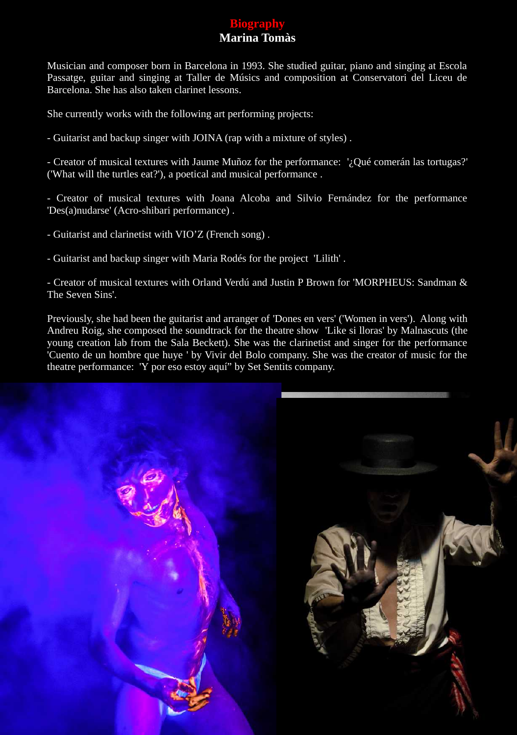# Biography

## Marina Tomàs

Musician and composer born in Barcelona in 1993. She studied guitar, piano and singing at Escola Passatge, guitar and singing at Taller de Músics and composition at Conservatori del Liceu de Barcelona. She has also taken clarinet lessons.

She currently works with the following art performing projects:

- Guitarist and backup singer with JOINA (rap with a mixture of styles) .

- Creator of musical textures with Jaume Muñoz for the performance: '¿Qué comerán las tortugas?' ('What will the turtles eat?'), a poetical and musical performance .

- Creator of musical textures with Joana Alcoba and Silvio Fernández for the performance 'Des(a)nudarse' (Acro-shibari performance) .

- Guitarist and clarinetist with VIO'Z (French song) .

- Guitarist and backup singer with Maria Rodés for the project 'Lilith' .

- Creator of musical textures with Orland Verdú and Justin P Brown for 'MORPHEUS: Sandman & The Seven Sins'.

Previously, she had been the guitarist and arranger of 'Dones en vers' ('Women in vers'). Along with Andreu Roig, she composed the soundtrack for the theatre show 'Like si lloras' by Malnascuts (the young creation lab from the Sala Beckett). She was the clarinetist and singer for the performance 'Cuento de un hombre que huye ' by Vivir del Bolo company. She was the creator of music for the theatre performance: 'Y por eso estoy aquí" by Set Sentits company.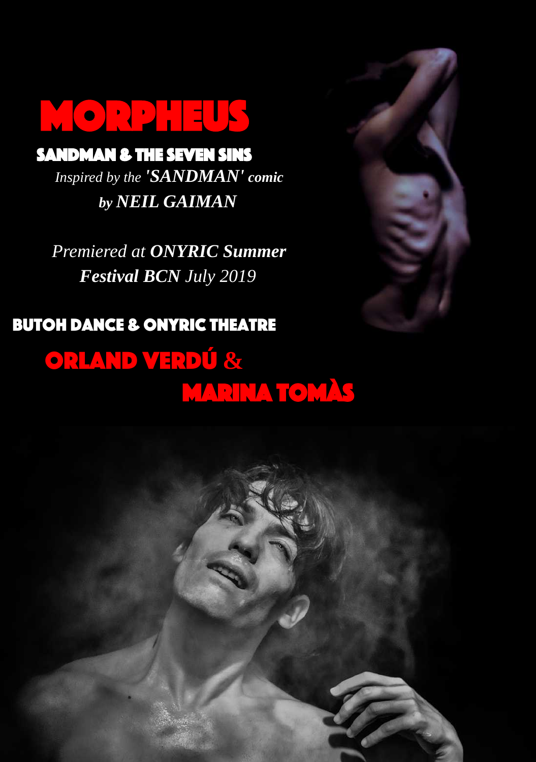# MORPHEUS

## SANDMAN & THE SEVEN SINS

*Inspired by the **'SANDMAN'** comic*

***by NEIL GAIMAN***

*Premiered at **ONYRIC Summer Festival BCN** July 2019*

## BUTOH DANCE & ONYRIC THEATRE

## ORLAND VERDÚ & MARINA TOMÀS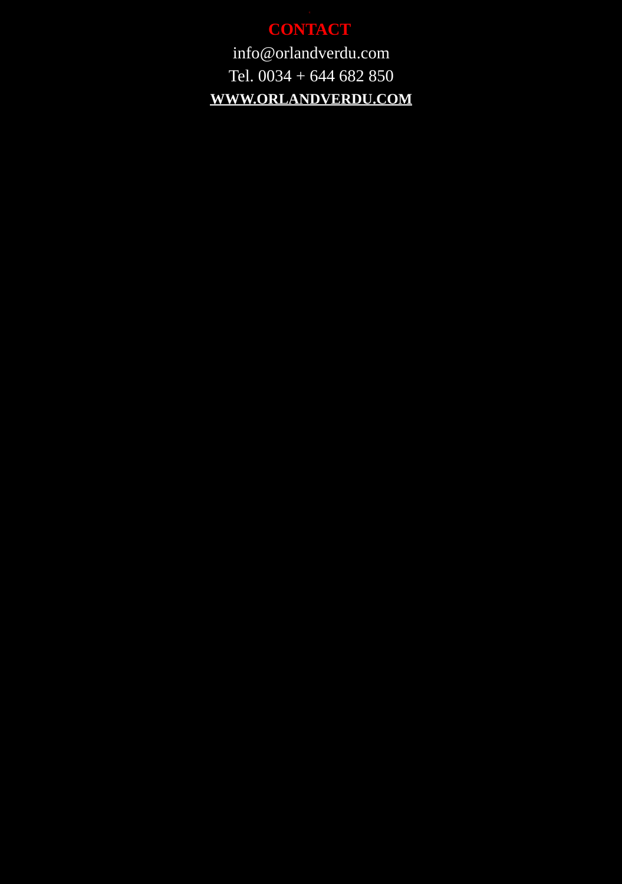**CONTACT**

info@orlandverdu.com

Tel. 0034 + 644 682 850

**WWW.ORLANDVERDU.COM**